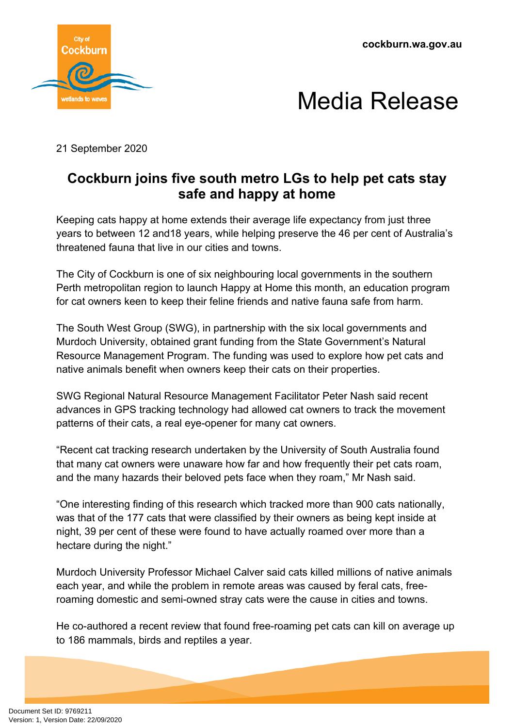cockburn.wa.gov.au

# Media Release

21 September 2020

## Cockburn joins five south metro LGs to help pet cats stay safe and happy at home

Keeping cats happy at home extends their average life expectancy from just three years to between 12 and18 years, while helping preserve the 46 per cent of Australia's threatened fauna that live in our cities and towns.

The City of Cockburn is one of six neighbouring local governments in the southern Perth metropolitan region to launch Happy at Home this month, an education program for cat owners keen to keep their feline friends and native fauna safe from harm.

The South West Group (SWG), in partnership with the six local governments and Murdoch University, obtained grant funding from the State Government's Natural Resource Management Program. The funding was used to explore how pet cats and native animals benefit when owners keep their cats on their properties.

SWG Regional Natural Resource Management Facilitator Peter Nash said recent advances in GPS tracking technology had allowed cat owners to track the movement patterns of their cats, a real eye-opener for many cat owners.

"Recent cat tracking research undertaken by the University of South Australia found that many cat owners were unaware how far and how frequently their pet cats roam, and the many hazards their beloved pets face when they roam," Mr Nash said.

"One interesting finding of this research which tracked more than 900 cats nationally, was that of the 177 cats that were classified by their owners as being kept inside at night, 39 per cent of these were found to have actually roamed over more than a hectare during the night."

Murdoch University Professor Michael Calver said cats killed millions of native animals each year, and while the problem in remote areas was caused by feral cats, free-roaming domestic and semi-owned stray cats were the cause in cities and towns.

He co-authored a recent review that found free-roaming pet cats can kill on average up to 186 mammals, birds and reptiles a year.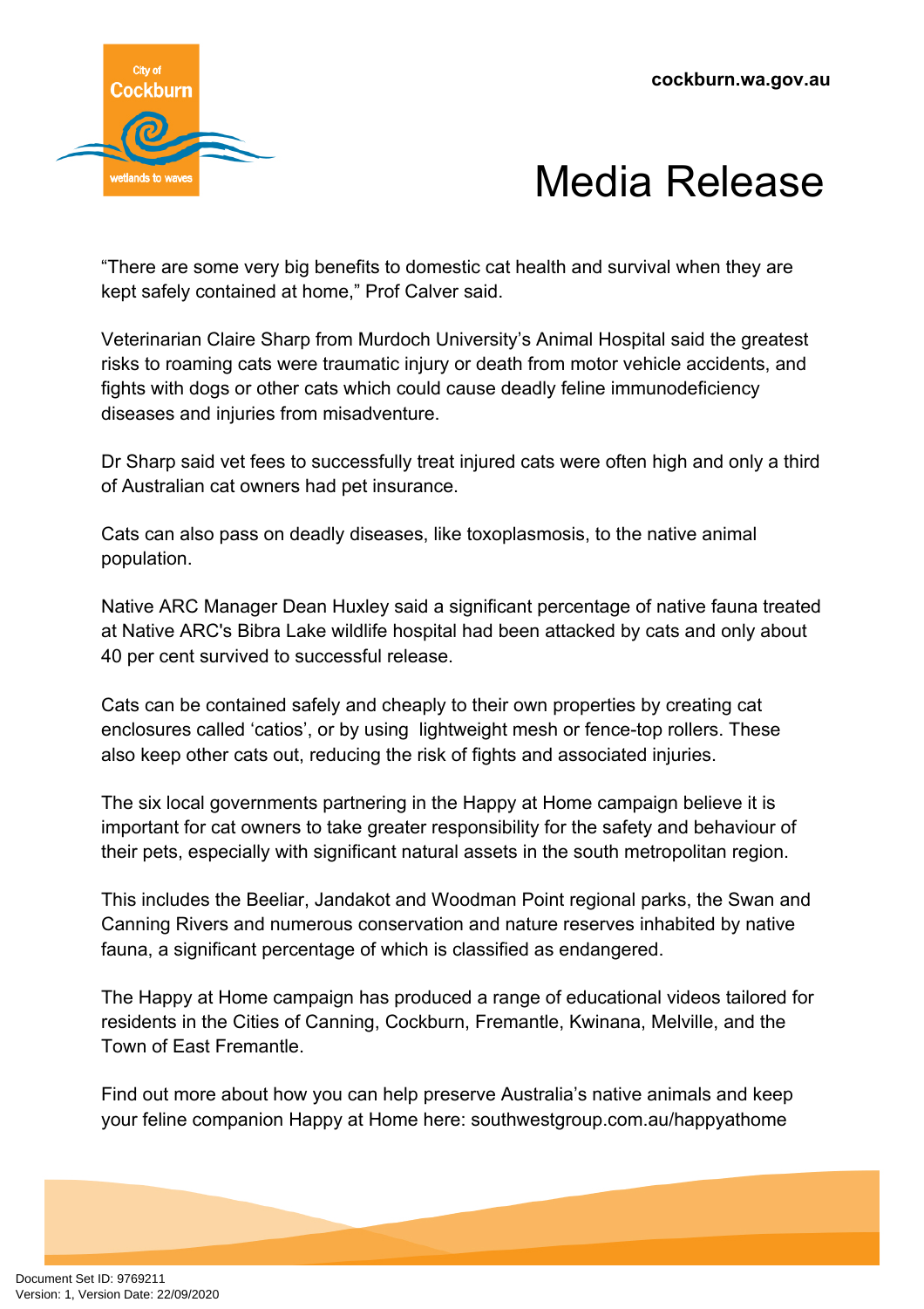"There are some very big benefits to domestic cat health and survival when they are kept safely contained at home," Prof Calver said.

Veterinarian Claire Sharp from Murdoch University's Animal Hospital said the greatest risks to roaming cats were traumatic injury or death from motor vehicle accidents, and fights with dogs or other cats which could cause deadly feline immunodeficiency diseases and injuries from misadventure.

Dr Sharp said vet fees to successfully treat injured cats were often high and only a third of Australian cat owners had pet insurance.

Cats can also pass on deadly diseases, like toxoplasmosis, to the native animal population.

Native ARC Manager Dean Huxley said a significant percentage of native fauna treated at Native ARC's Bibra Lake wildlife hospital had been attacked by cats and only about 40 per cent survived to successful release.

Cats can be contained safely and cheaply to their own properties by creating cat enclosures called 'catios', or by using lightweight mesh or fence-top rollers. These also keep other cats out, reducing the risk of fights and associated injuries.

The six local governments partnering in the Happy at Home campaign believe it is important for cat owners to take greater responsibility for the safety and behaviour of their pets, especially with significant natural assets in the south metropolitan region.

This includes the Beeliar, Jandakot and Woodman Point regional parks, the Swan and Canning Rivers and numerous conservation and nature reserves inhabited by native fauna, a significant percentage of which is classified as endangered.

The Happy at Home campaign has produced a range of educational videos tailored for residents in the Cities of Canning, Cockburn, Fremantle, Kwinana, Melville, and the Town of East Fremantle.

Find out more about how you can help preserve Australia's native animals and keep your feline companion Happy at Home here: southwestgroup.com.au/happyathome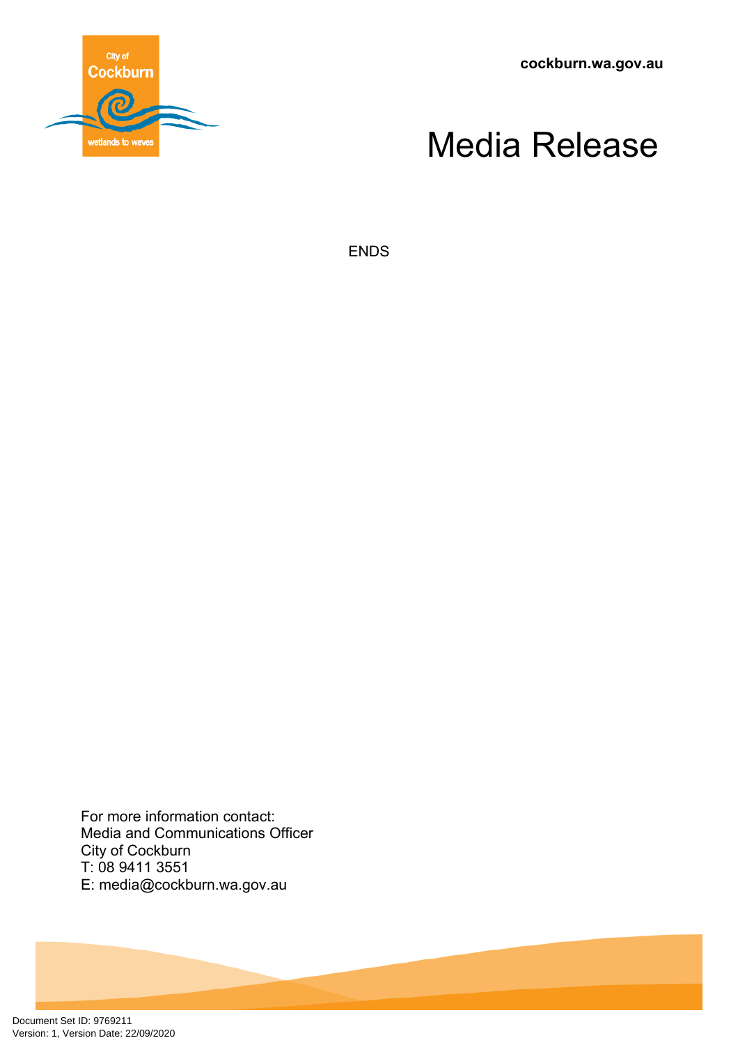cockburn.wa.gov.au

# Media Release

ENDS

For more information contact:
Media and Communications Officer
City of Cockburn
T: 08 9411 3551
E: media@cockburn.wa.gov.au

Document Set ID: 9769211
Version: 1, Version Date: 22/09/2020